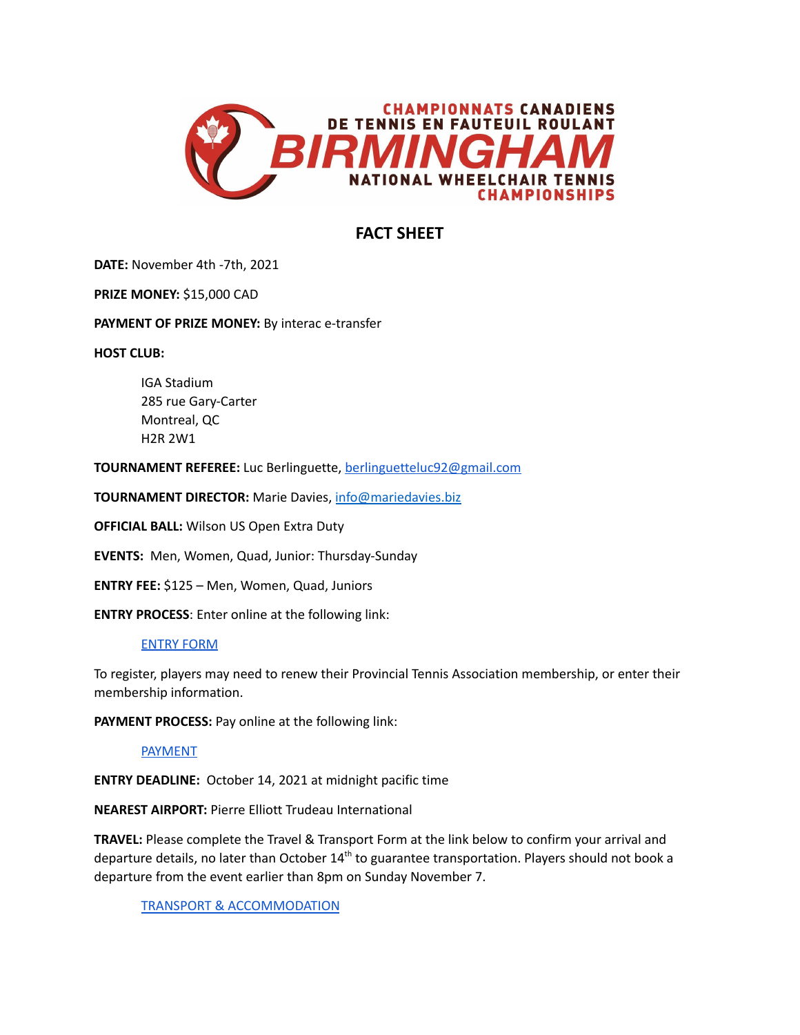CHAMPIONNATS CANADIENS DE TENNIS EN FAUTEUIL ROULANT

BIRMINGHAM

NATIONAL WHEELCHAIR TENNIS CHAMPIONSHIPS

# FACT SHEET

**DATE:** November 4th -7th, 2021

**PRIZE MONEY:** $15,000 CAD

**PAYMENT OF PRIZE MONEY:** By interac e-transfer

**HOST CLUB:**

> IGA Stadium
> 285 rue Gary-Carter
> Montreal, QC
> H2R 2W1

**TOURNAMENT REFEREE:** Luc Berlinguette, berlinguetteluc92@gmail.com

**TOURNAMENT DIRECTOR:** Marie Davies, info@mariedavies.biz

**OFFICIAL BALL:** Wilson US Open Extra Duty

**EVENTS:** Men, Women, Quad, Junior: Thursday-Sunday

**ENTRY FEE:** $125 – Men, Women, Quad, Juniors

**ENTRY PROCESS**: Enter online at the following link:

> ENTRY FORM

To register, players may need to renew their Provincial Tennis Association membership, or enter their membership information.

**PAYMENT PROCESS:** Pay online at the following link:

> PAYMENT

**ENTRY DEADLINE:** October 14, 2021 at midnight pacific time

**NEAREST AIRPORT:** Pierre Elliott Trudeau International

**TRAVEL:** Please complete the Travel & Transport Form at the link below to confirm your arrival and departure details, no later than October 14th to guarantee transportation. Players should not book a departure from the event earlier than 8pm on Sunday November 7.

> TRANSPORT & ACCOMMODATION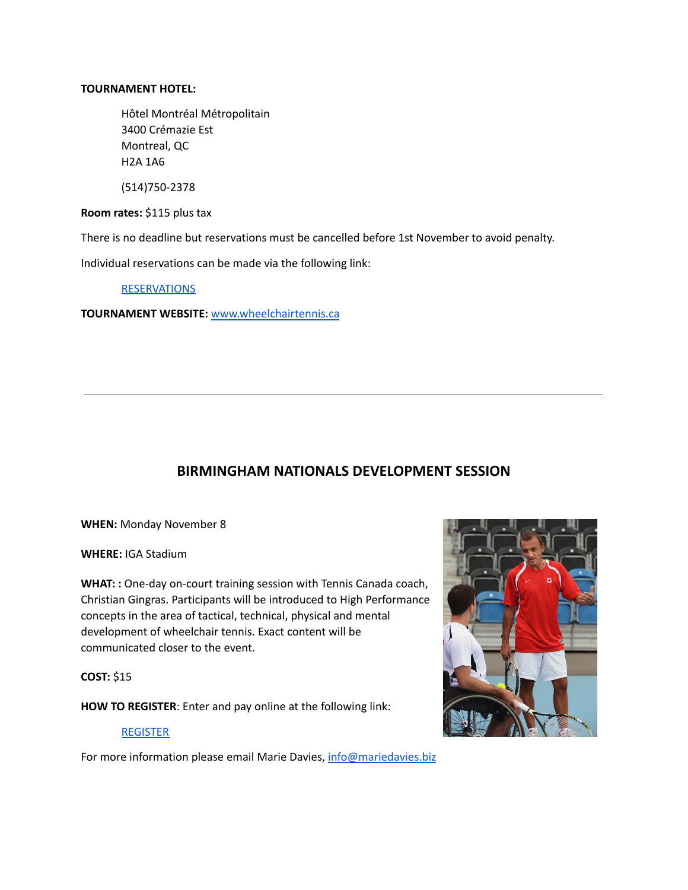**TOURNAMENT HOTEL:**

Hôtel Montréal Métropolitain
3400 Crémazie Est
Montreal, QC
H2A 1A6

(514)750-2378

**Room rates:** $115 plus tax

There is no deadline but reservations must be cancelled before 1st November to avoid penalty.

Individual reservations can be made via the following link:

RESERVATIONS

**TOURNAMENT WEBSITE:** www.wheelchairtennis.ca

---

## BIRMINGHAM NATIONALS DEVELOPMENT SESSION

**WHEN:** Monday November 8

**WHERE:** IGA Stadium

**WHAT: :** One-day on-court training session with Tennis Canada coach, Christian Gingras. Participants will be introduced to High Performance concepts in the area of tactical, technical, physical and mental development of wheelchair tennis. Exact content will be communicated closer to the event.

**COST:** $15

**HOW TO REGISTER**: Enter and pay online at the following link:

REGISTER

For more information please email Marie Davies, info@mariedavies.biz